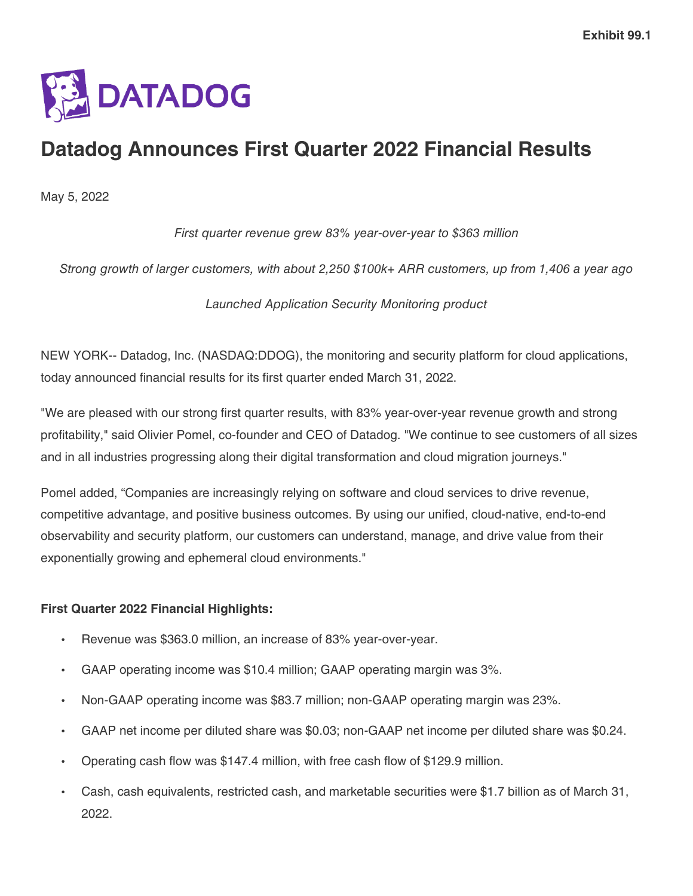Exhibit 99.1

DATADOG

# Datadog Announces First Quarter 2022 Financial Results

May 5, 2022

*First quarter revenue grew 83% year-over-year to $363 million*

*Strong growth of larger customers, with about 2,250 $100k+ ARR customers, up from 1,406 a year ago*

*Launched Application Security Monitoring product*

NEW YORK-- Datadog, Inc. (NASDAQ:DDOG), the monitoring and security platform for cloud applications, today announced financial results for its first quarter ended March 31, 2022.

"We are pleased with our strong first quarter results, with 83% year-over-year revenue growth and strong profitability," said Olivier Pomel, co-founder and CEO of Datadog. "We continue to see customers of all sizes and in all industries progressing along their digital transformation and cloud migration journeys."

Pomel added, "Companies are increasingly relying on software and cloud services to drive revenue, competitive advantage, and positive business outcomes. By using our unified, cloud-native, end-to-end observability and security platform, our customers can understand, manage, and drive value from their exponentially growing and ephemeral cloud environments."

**First Quarter 2022 Financial Highlights:**

- Revenue was $363.0 million, an increase of 83% year-over-year.
- GAAP operating income was $10.4 million; GAAP operating margin was 3%.
- Non-GAAP operating income was $83.7 million; non-GAAP operating margin was 23%.
- GAAP net income per diluted share was $0.03; non-GAAP net income per diluted share was $0.24.
- Operating cash flow was $147.4 million, with free cash flow of $129.9 million.
- Cash, cash equivalents, restricted cash, and marketable securities were $1.7 billion as of March 31, 2022.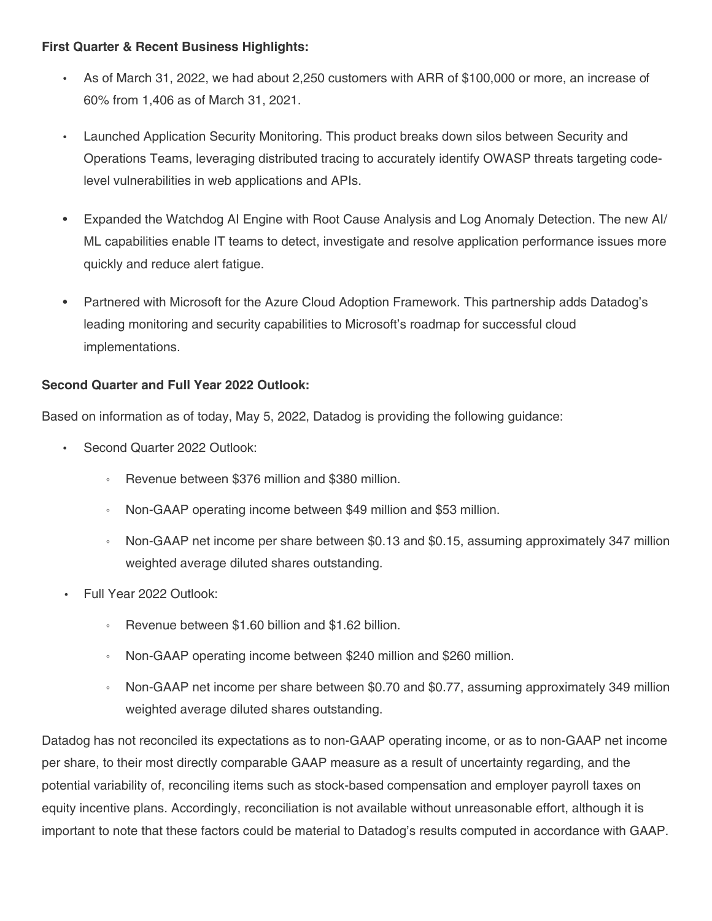**First Quarter & Recent Business Highlights:**

- As of March 31, 2022, we had about 2,250 customers with ARR of $100,000 or more, an increase of 60% from 1,406 as of March 31, 2021.
- Launched Application Security Monitoring. This product breaks down silos between Security and Operations Teams, leveraging distributed tracing to accurately identify OWASP threats targeting code-level vulnerabilities in web applications and APIs.
- Expanded the Watchdog AI Engine with Root Cause Analysis and Log Anomaly Detection. The new AI/ML capabilities enable IT teams to detect, investigate and resolve application performance issues more quickly and reduce alert fatigue.
- Partnered with Microsoft for the Azure Cloud Adoption Framework. This partnership adds Datadog's leading monitoring and security capabilities to Microsoft's roadmap for successful cloud implementations.

**Second Quarter and Full Year 2022 Outlook:**

Based on information as of today, May 5, 2022, Datadog is providing the following guidance:

- Second Quarter 2022 Outlook:
  - Revenue between $376 million and $380 million.
  - Non-GAAP operating income between $49 million and $53 million.
  - Non-GAAP net income per share between $0.13 and $0.15, assuming approximately 347 million weighted average diluted shares outstanding.
- Full Year 2022 Outlook:
  - Revenue between $1.60 billion and $1.62 billion.
  - Non-GAAP operating income between $240 million and $260 million.
  - Non-GAAP net income per share between $0.70 and $0.77, assuming approximately 349 million weighted average diluted shares outstanding.

Datadog has not reconciled its expectations as to non-GAAP operating income, or as to non-GAAP net income per share, to their most directly comparable GAAP measure as a result of uncertainty regarding, and the potential variability of, reconciling items such as stock-based compensation and employer payroll taxes on equity incentive plans. Accordingly, reconciliation is not available without unreasonable effort, although it is important to note that these factors could be material to Datadog's results computed in accordance with GAAP.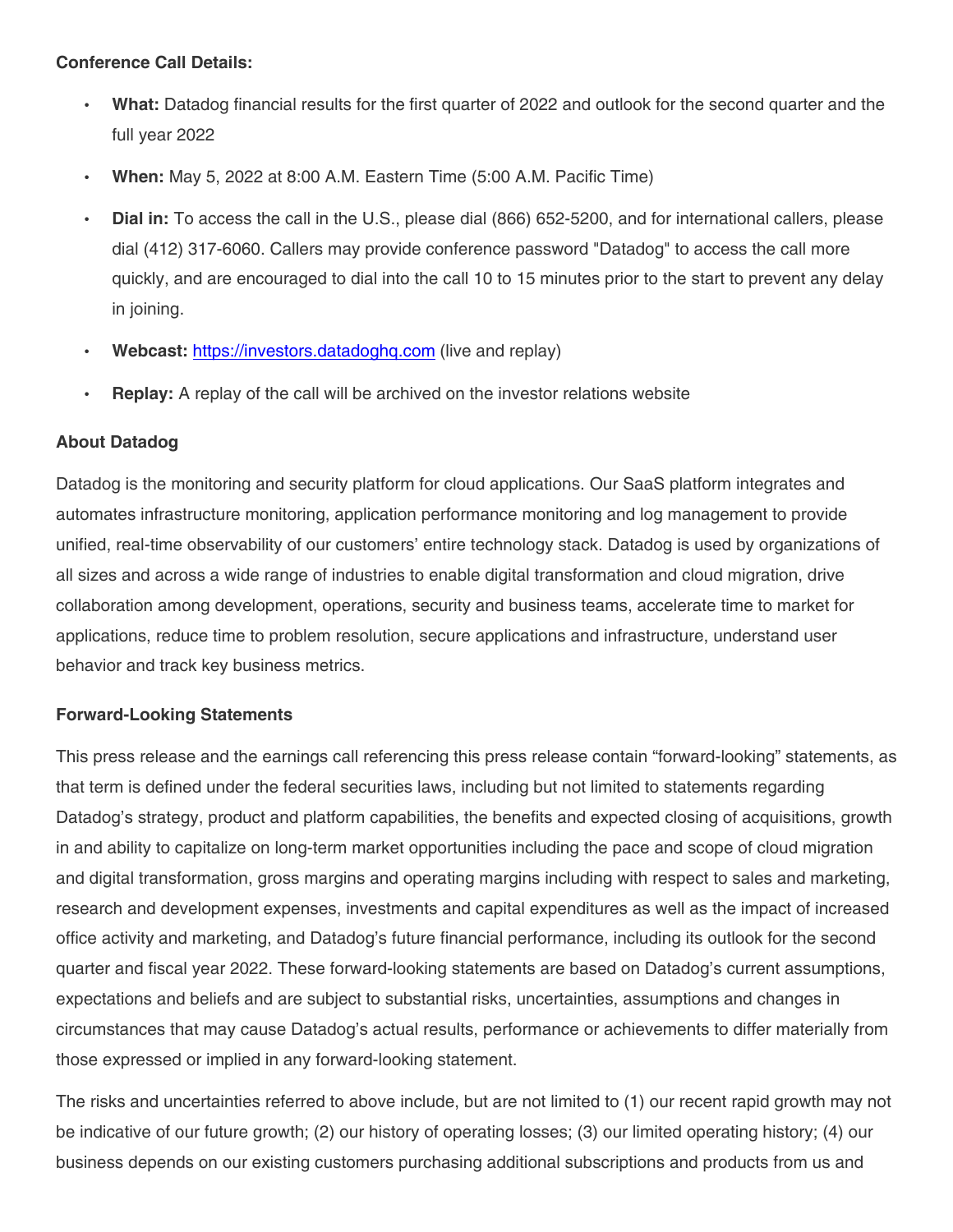**Conference Call Details:**

- **What:** Datadog financial results for the first quarter of 2022 and outlook for the second quarter and the full year 2022
- **When:** May 5, 2022 at 8:00 A.M. Eastern Time (5:00 A.M. Pacific Time)
- **Dial in:** To access the call in the U.S., please dial (866) 652-5200, and for international callers, please dial (412) 317-6060. Callers may provide conference password "Datadog" to access the call more quickly, and are encouraged to dial into the call 10 to 15 minutes prior to the start to prevent any delay in joining.
- **Webcast:** https://investors.datadoghq.com (live and replay)
- **Replay:** A replay of the call will be archived on the investor relations website

**About Datadog**

Datadog is the monitoring and security platform for cloud applications. Our SaaS platform integrates and automates infrastructure monitoring, application performance monitoring and log management to provide unified, real-time observability of our customers' entire technology stack. Datadog is used by organizations of all sizes and across a wide range of industries to enable digital transformation and cloud migration, drive collaboration among development, operations, security and business teams, accelerate time to market for applications, reduce time to problem resolution, secure applications and infrastructure, understand user behavior and track key business metrics.

**Forward-Looking Statements**

This press release and the earnings call referencing this press release contain "forward-looking" statements, as that term is defined under the federal securities laws, including but not limited to statements regarding Datadog's strategy, product and platform capabilities, the benefits and expected closing of acquisitions, growth in and ability to capitalize on long-term market opportunities including the pace and scope of cloud migration and digital transformation, gross margins and operating margins including with respect to sales and marketing, research and development expenses, investments and capital expenditures as well as the impact of increased office activity and marketing, and Datadog's future financial performance, including its outlook for the second quarter and fiscal year 2022. These forward-looking statements are based on Datadog's current assumptions, expectations and beliefs and are subject to substantial risks, uncertainties, assumptions and changes in circumstances that may cause Datadog's actual results, performance or achievements to differ materially from those expressed or implied in any forward-looking statement.

The risks and uncertainties referred to above include, but are not limited to (1) our recent rapid growth may not be indicative of our future growth; (2) our history of operating losses; (3) our limited operating history; (4) our business depends on our existing customers purchasing additional subscriptions and products from us and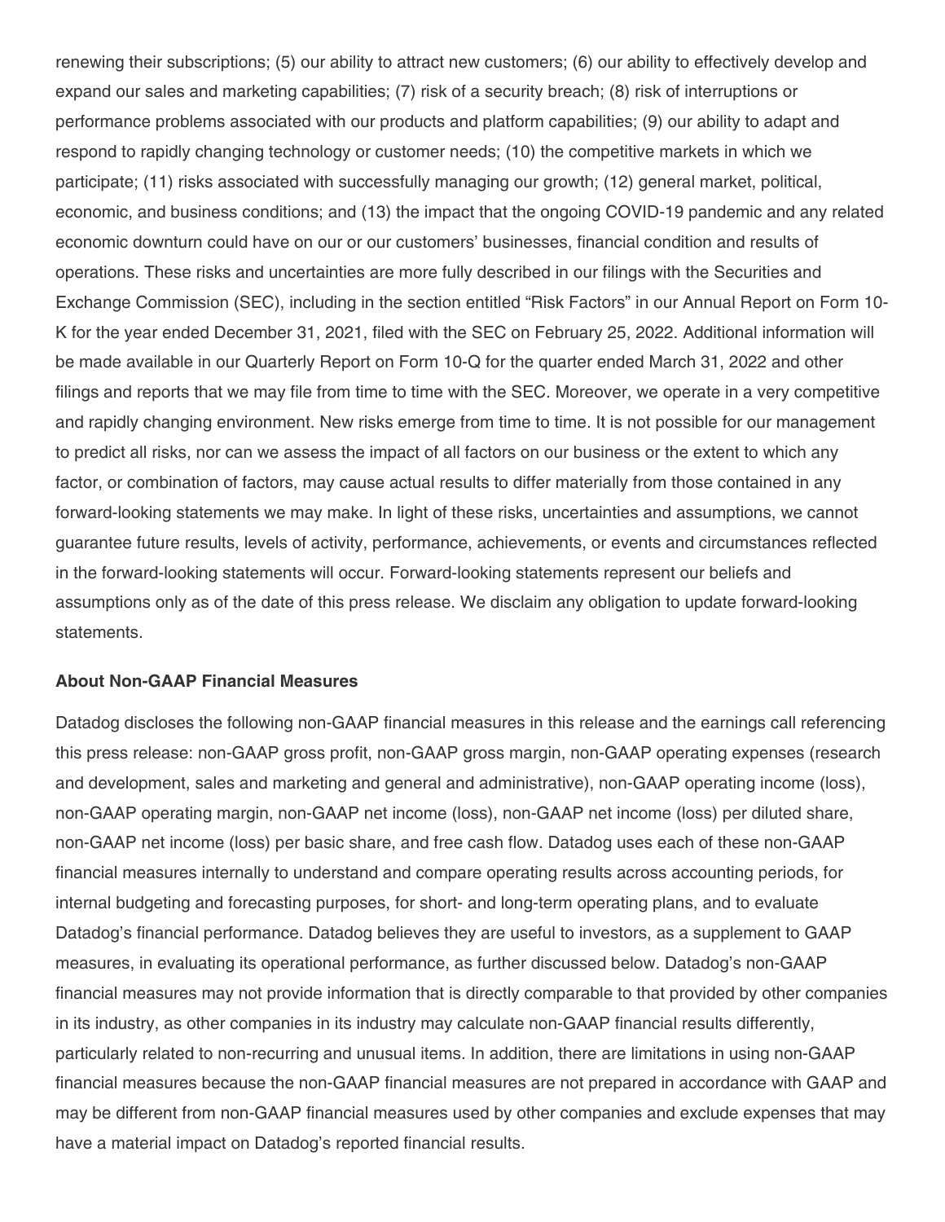renewing their subscriptions; (5) our ability to attract new customers; (6) our ability to effectively develop and expand our sales and marketing capabilities; (7) risk of a security breach; (8) risk of interruptions or performance problems associated with our products and platform capabilities; (9) our ability to adapt and respond to rapidly changing technology or customer needs; (10) the competitive markets in which we participate; (11) risks associated with successfully managing our growth; (12) general market, political, economic, and business conditions; and (13) the impact that the ongoing COVID-19 pandemic and any related economic downturn could have on our or our customers' businesses, financial condition and results of operations. These risks and uncertainties are more fully described in our filings with the Securities and Exchange Commission (SEC), including in the section entitled "Risk Factors" in our Annual Report on Form 10-K for the year ended December 31, 2021, filed with the SEC on February 25, 2022. Additional information will be made available in our Quarterly Report on Form 10-Q for the quarter ended March 31, 2022 and other filings and reports that we may file from time to time with the SEC. Moreover, we operate in a very competitive and rapidly changing environment. New risks emerge from time to time. It is not possible for our management to predict all risks, nor can we assess the impact of all factors on our business or the extent to which any factor, or combination of factors, may cause actual results to differ materially from those contained in any forward-looking statements we may make. In light of these risks, uncertainties and assumptions, we cannot guarantee future results, levels of activity, performance, achievements, or events and circumstances reflected in the forward-looking statements will occur. Forward-looking statements represent our beliefs and assumptions only as of the date of this press release. We disclaim any obligation to update forward-looking statements.

**About Non-GAAP Financial Measures**

Datadog discloses the following non-GAAP financial measures in this release and the earnings call referencing this press release: non-GAAP gross profit, non-GAAP gross margin, non-GAAP operating expenses (research and development, sales and marketing and general and administrative), non-GAAP operating income (loss), non-GAAP operating margin, non-GAAP net income (loss), non-GAAP net income (loss) per diluted share, non-GAAP net income (loss) per basic share, and free cash flow. Datadog uses each of these non-GAAP financial measures internally to understand and compare operating results across accounting periods, for internal budgeting and forecasting purposes, for short- and long-term operating plans, and to evaluate Datadog's financial performance. Datadog believes they are useful to investors, as a supplement to GAAP measures, in evaluating its operational performance, as further discussed below. Datadog's non-GAAP financial measures may not provide information that is directly comparable to that provided by other companies in its industry, as other companies in its industry may calculate non-GAAP financial results differently, particularly related to non-recurring and unusual items. In addition, there are limitations in using non-GAAP financial measures because the non-GAAP financial measures are not prepared in accordance with GAAP and may be different from non-GAAP financial measures used by other companies and exclude expenses that may have a material impact on Datadog's reported financial results.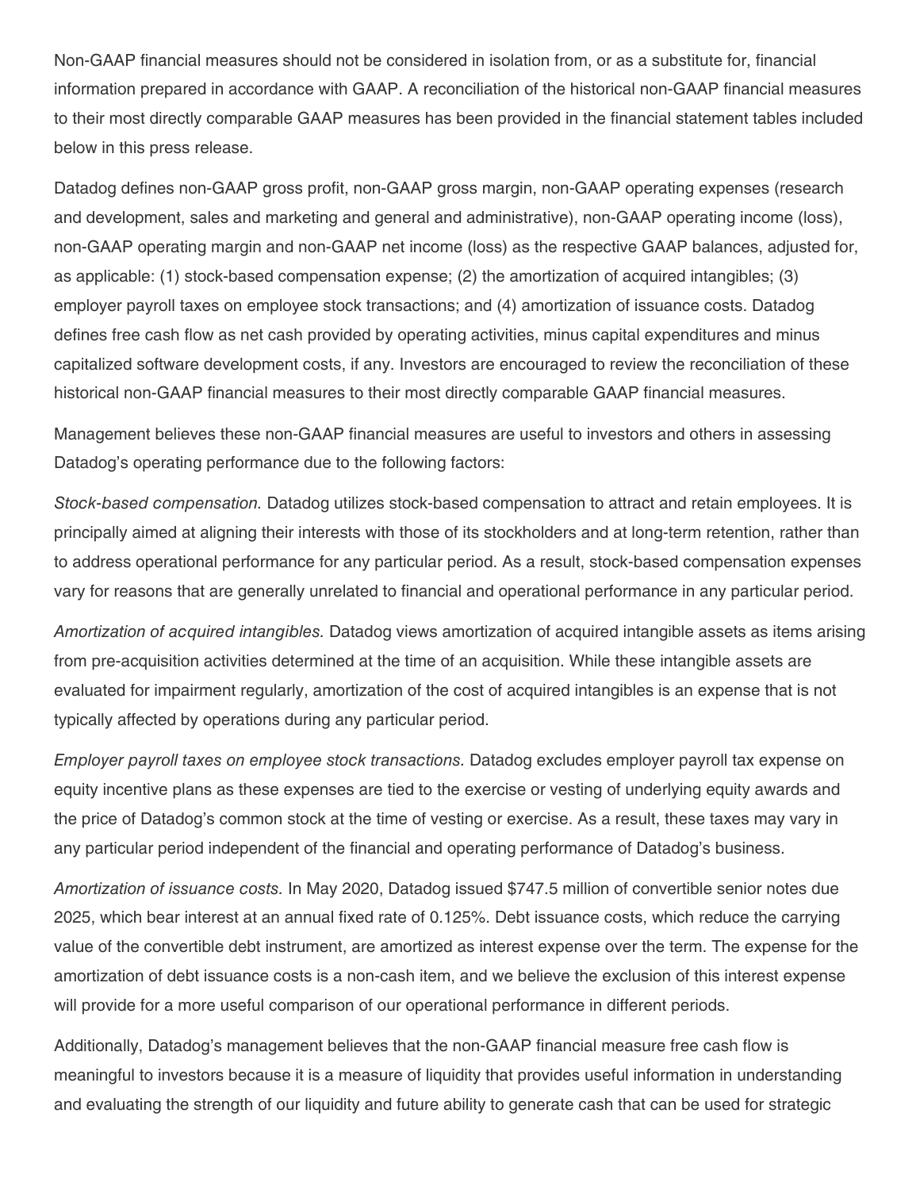Non-GAAP financial measures should not be considered in isolation from, or as a substitute for, financial information prepared in accordance with GAAP. A reconciliation of the historical non-GAAP financial measures to their most directly comparable GAAP measures has been provided in the financial statement tables included below in this press release.

Datadog defines non-GAAP gross profit, non-GAAP gross margin, non-GAAP operating expenses (research and development, sales and marketing and general and administrative), non-GAAP operating income (loss), non-GAAP operating margin and non-GAAP net income (loss) as the respective GAAP balances, adjusted for, as applicable: (1) stock-based compensation expense; (2) the amortization of acquired intangibles; (3) employer payroll taxes on employee stock transactions; and (4) amortization of issuance costs. Datadog defines free cash flow as net cash provided by operating activities, minus capital expenditures and minus capitalized software development costs, if any. Investors are encouraged to review the reconciliation of these historical non-GAAP financial measures to their most directly comparable GAAP financial measures.

Management believes these non-GAAP financial measures are useful to investors and others in assessing Datadog's operating performance due to the following factors:

*Stock-based compensation.* Datadog utilizes stock-based compensation to attract and retain employees. It is principally aimed at aligning their interests with those of its stockholders and at long-term retention, rather than to address operational performance for any particular period. As a result, stock-based compensation expenses vary for reasons that are generally unrelated to financial and operational performance in any particular period.

*Amortization of acquired intangibles.* Datadog views amortization of acquired intangible assets as items arising from pre-acquisition activities determined at the time of an acquisition. While these intangible assets are evaluated for impairment regularly, amortization of the cost of acquired intangibles is an expense that is not typically affected by operations during any particular period.

*Employer payroll taxes on employee stock transactions.* Datadog excludes employer payroll tax expense on equity incentive plans as these expenses are tied to the exercise or vesting of underlying equity awards and the price of Datadog's common stock at the time of vesting or exercise. As a result, these taxes may vary in any particular period independent of the financial and operating performance of Datadog's business.

*Amortization of issuance costs.* In May 2020, Datadog issued $747.5 million of convertible senior notes due 2025, which bear interest at an annual fixed rate of 0.125%. Debt issuance costs, which reduce the carrying value of the convertible debt instrument, are amortized as interest expense over the term. The expense for the amortization of debt issuance costs is a non-cash item, and we believe the exclusion of this interest expense will provide for a more useful comparison of our operational performance in different periods.

Additionally, Datadog's management believes that the non-GAAP financial measure free cash flow is meaningful to investors because it is a measure of liquidity that provides useful information in understanding and evaluating the strength of our liquidity and future ability to generate cash that can be used for strategic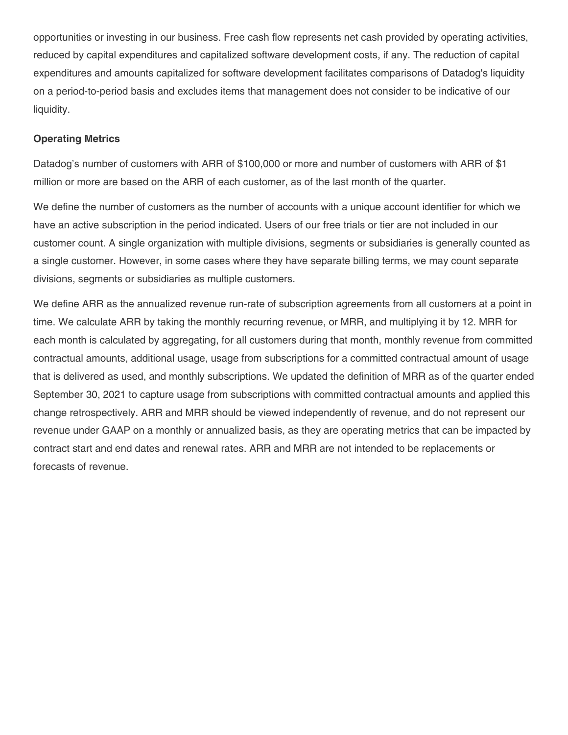opportunities or investing in our business. Free cash flow represents net cash provided by operating activities, reduced by capital expenditures and capitalized software development costs, if any. The reduction of capital expenditures and amounts capitalized for software development facilitates comparisons of Datadog's liquidity on a period-to-period basis and excludes items that management does not consider to be indicative of our liquidity.

**Operating Metrics**

Datadog's number of customers with ARR of $100,000 or more and number of customers with ARR of $1 million or more are based on the ARR of each customer, as of the last month of the quarter.

We define the number of customers as the number of accounts with a unique account identifier for which we have an active subscription in the period indicated. Users of our free trials or tier are not included in our customer count. A single organization with multiple divisions, segments or subsidiaries is generally counted as a single customer. However, in some cases where they have separate billing terms, we may count separate divisions, segments or subsidiaries as multiple customers.

We define ARR as the annualized revenue run-rate of subscription agreements from all customers at a point in time. We calculate ARR by taking the monthly recurring revenue, or MRR, and multiplying it by 12. MRR for each month is calculated by aggregating, for all customers during that month, monthly revenue from committed contractual amounts, additional usage, usage from subscriptions for a committed contractual amount of usage that is delivered as used, and monthly subscriptions. We updated the definition of MRR as of the quarter ended September 30, 2021 to capture usage from subscriptions with committed contractual amounts and applied this change retrospectively. ARR and MRR should be viewed independently of revenue, and do not represent our revenue under GAAP on a monthly or annualized basis, as they are operating metrics that can be impacted by contract start and end dates and renewal rates. ARR and MRR are not intended to be replacements or forecasts of revenue.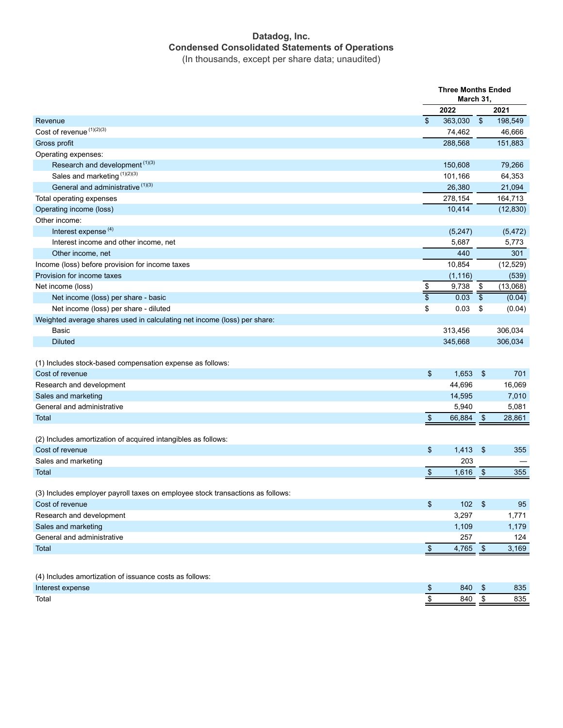# Datadog, Inc.

## Condensed Consolidated Statements of Operations

(In thousands, except per share data; unaudited)

| | Three Months Ended March 31, | |
|---|---|---|
| | 2022 | 2021 |
| Revenue | $ 363,030 | $ 198,549 |
| Cost of revenue [(1)(2)(3)] | 74,462 | 46,666 |
| Gross profit | 288,568 | 151,883 |
| Operating expenses: | | |
| Research and development [(1)(3)] | 150,608 | 79,266 |
| Sales and marketing [(1)(2)(3)] | 101,166 | 64,353 |
| General and administrative [(1)(3)] | 26,380 | 21,094 |
| Total operating expenses | 278,154 | 164,713 |
| Operating income (loss) | 10,414 | (12,830) |
| Other income: | | |
| Interest expense [(4)] | (5,247) | (5,472) |
| Interest income and other income, net | 5,687 | 5,773 |
| Other income, net | 440 | 301 |
| Income (loss) before provision for income taxes | 10,854 | (12,529) |
| Provision for income taxes | (1,116) | (539) |
| Net income (loss) | $ 9,738 | $ (13,068) |
| Net income (loss) per share - basic | $ 0.03 | $ (0.04) |
| Net income (loss) per share - diluted | $ 0.03 | $ (0.04) |
| Weighted average shares used in calculating net income (loss) per share: | | |
| Basic | 313,456 | 306,034 |
| Diluted | 345,668 | 306,034 |

| (1) Includes stock-based compensation expense as follows: | | |
|---|---|---|
| Cost of revenue | $ 1,653 | $ 701 |
| Research and development | 44,696 | 16,069 |
| Sales and marketing | 14,595 | 7,010 |
| General and administrative | 5,940 | 5,081 |
| Total | $ 66,884 | $ 28,861 |

| (2) Includes amortization of acquired intangibles as follows: | | |
|---|---|---|
| Cost of revenue | $ 1,413 | $ 355 |
| Sales and marketing | 203 | — |
| Total | $ 1,616 | $ 355 |

| (3) Includes employer payroll taxes on employee stock transactions as follows: | | |
|---|---|---|
| Cost of revenue | $ 102 | $ 95 |
| Research and development | 3,297 | 1,771 |
| Sales and marketing | 1,109 | 1,179 |
| General and administrative | 257 | 124 |
| Total | $ 4,765 | $ 3,169 |

| (4) Includes amortization of issuance costs as follows: | | |
|---|---|---|
| Interest expense | $ 840 | $ 835 |
| Total | $ 840 | $ 835 |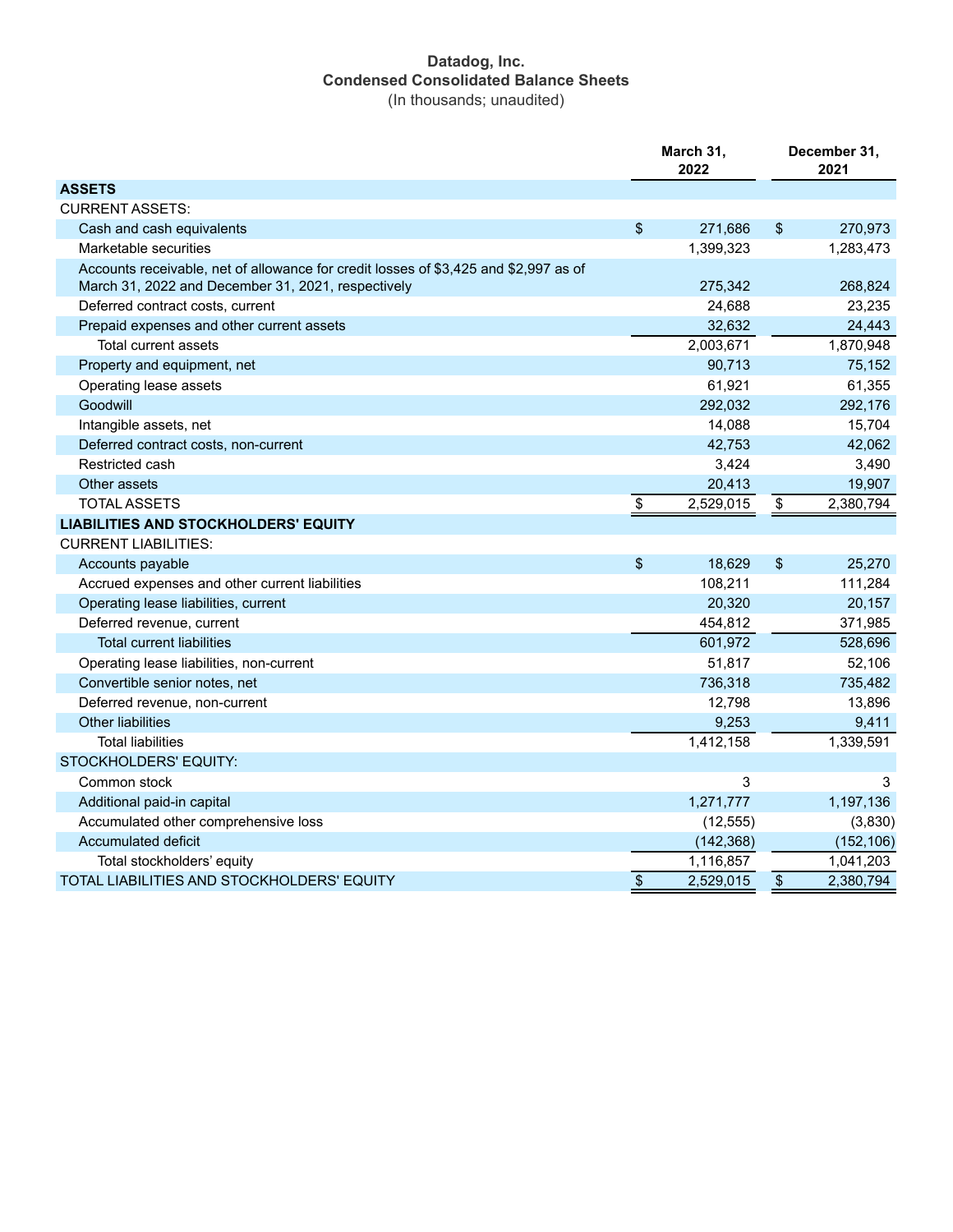**Datadog, Inc.**
**Condensed Consolidated Balance Sheets**
(In thousands; unaudited)

| | March 31, 2022 | December 31, 2021 |
|---|---|---|
| **ASSETS** | | |
| CURRENT ASSETS: | | |
| Cash and cash equivalents | $ 271,686 | $ 270,973 |
| Marketable securities | 1,399,323 | 1,283,473 |
| Accounts receivable, net of allowance for credit losses of $3,425 and $2,997 as of March 31, 2022 and December 31, 2021, respectively | 275,342 | 268,824 |
| Deferred contract costs, current | 24,688 | 23,235 |
| Prepaid expenses and other current assets | 32,632 | 24,443 |
| Total current assets | 2,003,671 | 1,870,948 |
| Property and equipment, net | 90,713 | 75,152 |
| Operating lease assets | 61,921 | 61,355 |
| Goodwill | 292,032 | 292,176 |
| Intangible assets, net | 14,088 | 15,704 |
| Deferred contract costs, non-current | 42,753 | 42,062 |
| Restricted cash | 3,424 | 3,490 |
| Other assets | 20,413 | 19,907 |
| TOTAL ASSETS | $ 2,529,015 | $ 2,380,794 |
| **LIABILITIES AND STOCKHOLDERS' EQUITY** | | |
| CURRENT LIABILITIES: | | |
| Accounts payable | $ 18,629 | $ 25,270 |
| Accrued expenses and other current liabilities | 108,211 | 111,284 |
| Operating lease liabilities, current | 20,320 | 20,157 |
| Deferred revenue, current | 454,812 | 371,985 |
| Total current liabilities | 601,972 | 528,696 |
| Operating lease liabilities, non-current | 51,817 | 52,106 |
| Convertible senior notes, net | 736,318 | 735,482 |
| Deferred revenue, non-current | 12,798 | 13,896 |
| Other liabilities | 9,253 | 9,411 |
| Total liabilities | 1,412,158 | 1,339,591 |
| STOCKHOLDERS' EQUITY: | | |
| Common stock | 3 | 3 |
| Additional paid-in capital | 1,271,777 | 1,197,136 |
| Accumulated other comprehensive loss | (12,555) | (3,830) |
| Accumulated deficit | (142,368) | (152,106) |
| Total stockholders' equity | 1,116,857 | 1,041,203 |
| TOTAL LIABILITIES AND STOCKHOLDERS' EQUITY | $ 2,529,015 | $ 2,380,794 |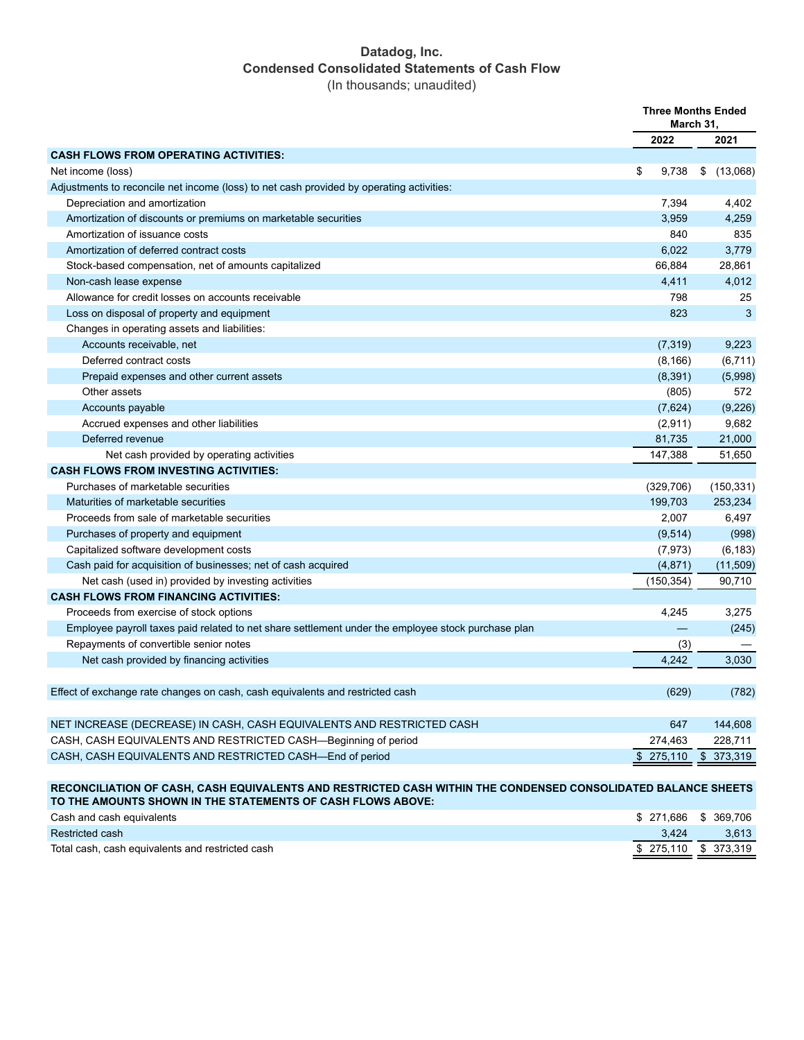# Datadog, Inc.
## Condensed Consolidated Statements of Cash Flow
(In thousands; unaudited)

| | Three Months Ended March 31, | |
|---|---|---|
| | 2022 | 2021 |
| **CASH FLOWS FROM OPERATING ACTIVITIES:** | | |
| Net income (loss) | $ 9,738 | $ (13,068) |
| Adjustments to reconcile net income (loss) to net cash provided by operating activities: | | |
| Depreciation and amortization | 7,394 | 4,402 |
| Amortization of discounts or premiums on marketable securities | 3,959 | 4,259 |
| Amortization of issuance costs | 840 | 835 |
| Amortization of deferred contract costs | 6,022 | 3,779 |
| Stock-based compensation, net of amounts capitalized | 66,884 | 28,861 |
| Non-cash lease expense | 4,411 | 4,012 |
| Allowance for credit losses on accounts receivable | 798 | 25 |
| Loss on disposal of property and equipment | 823 | 3 |
| Changes in operating assets and liabilities: | | |
| Accounts receivable, net | (7,319) | 9,223 |
| Deferred contract costs | (8,166) | (6,711) |
| Prepaid expenses and other current assets | (8,391) | (5,998) |
| Other assets | (805) | 572 |
| Accounts payable | (7,624) | (9,226) |
| Accrued expenses and other liabilities | (2,911) | 9,682 |
| Deferred revenue | 81,735 | 21,000 |
| Net cash provided by operating activities | 147,388 | 51,650 |
| **CASH FLOWS FROM INVESTING ACTIVITIES:** | | |
| Purchases of marketable securities | (329,706) | (150,331) |
| Maturities of marketable securities | 199,703 | 253,234 |
| Proceeds from sale of marketable securities | 2,007 | 6,497 |
| Purchases of property and equipment | (9,514) | (998) |
| Capitalized software development costs | (7,973) | (6,183) |
| Cash paid for acquisition of businesses; net of cash acquired | (4,871) | (11,509) |
| Net cash (used in) provided by investing activities | (150,354) | 90,710 |
| **CASH FLOWS FROM FINANCING ACTIVITIES:** | | |
| Proceeds from exercise of stock options | 4,245 | 3,275 |
| Employee payroll taxes paid related to net share settlement under the employee stock purchase plan | — | (245) |
| Repayments of convertible senior notes | (3) | — |
| Net cash provided by financing activities | 4,242 | 3,030 |
| Effect of exchange rate changes on cash, cash equivalents and restricted cash | (629) | (782) |
| NET INCREASE (DECREASE) IN CASH, CASH EQUIVALENTS AND RESTRICTED CASH | 647 | 144,608 |
| CASH, CASH EQUIVALENTS AND RESTRICTED CASH—Beginning of period | 274,463 | 228,711 |
| CASH, CASH EQUIVALENTS AND RESTRICTED CASH—End of period | $ 275,110 | $ 373,319 |

**RECONCILIATION OF CASH, CASH EQUIVALENTS AND RESTRICTED CASH WITHIN THE CONDENSED CONSOLIDATED BALANCE SHEETS TO THE AMOUNTS SHOWN IN THE STATEMENTS OF CASH FLOWS ABOVE:**

| | 2022 | 2021 |
|---|---|---|
| Cash and cash equivalents | $ 271,686 | $ 369,706 |
| Restricted cash | 3,424 | 3,613 |
| Total cash, cash equivalents and restricted cash | $ 275,110 | $ 373,319 |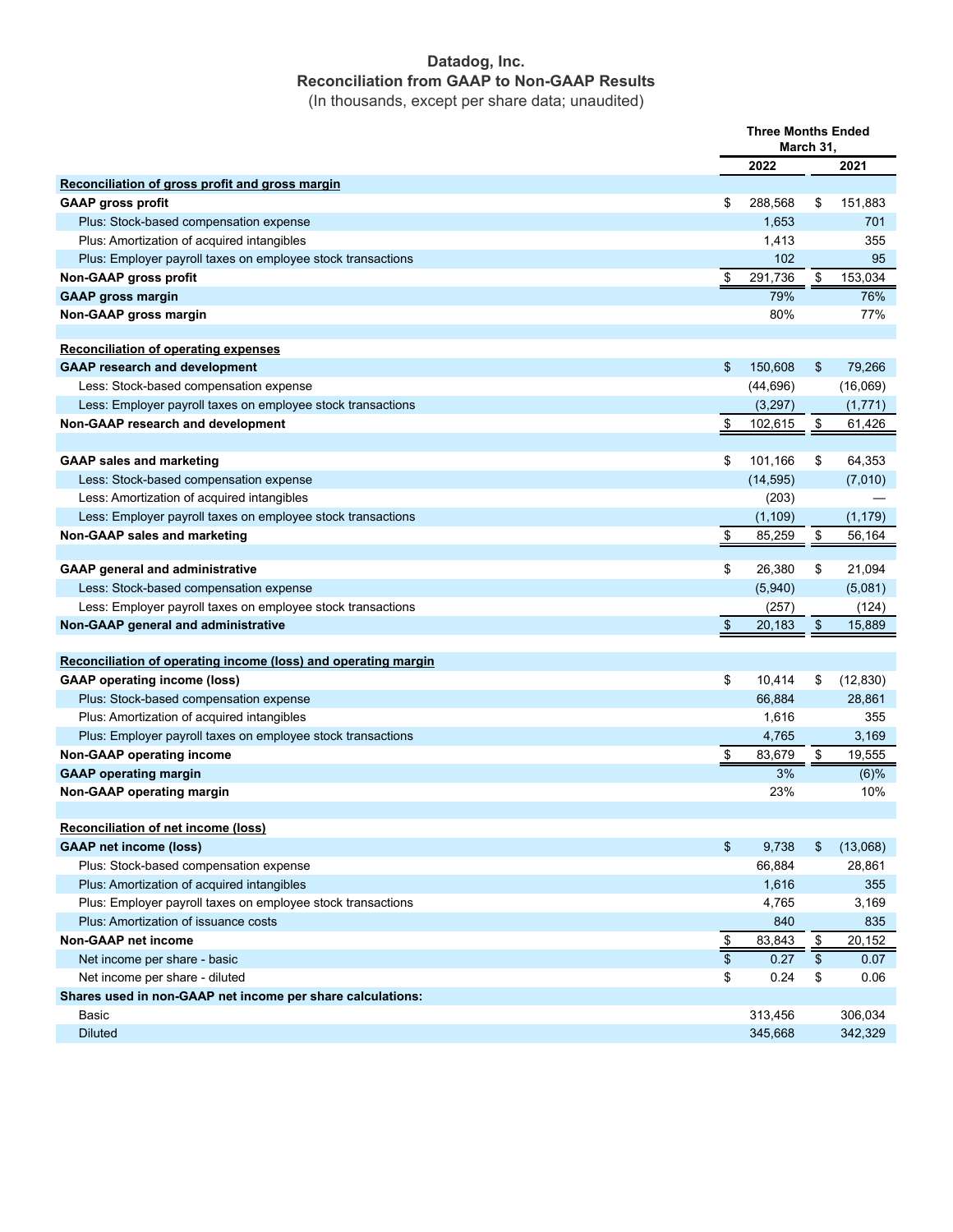# Datadog, Inc.
## Reconciliation from GAAP to Non-GAAP Results
(In thousands, except per share data; unaudited)

| | Three Months Ended March 31, | |
|---|---|---|
| | 2022 | 2021 |
| **Reconciliation of gross profit and gross margin** | | |
| **GAAP gross profit** | $ 288,568 | $ 151,883 |
| Plus: Stock-based compensation expense | 1,653 | 701 |
| Plus: Amortization of acquired intangibles | 1,413 | 355 |
| Plus: Employer payroll taxes on employee stock transactions | 102 | 95 |
| **Non-GAAP gross profit** | $ 291,736 | $ 153,034 |
| **GAAP gross margin** | 79% | 76% |
| **Non-GAAP gross margin** | 80% | 77% |
| | | |
| **Reconciliation of operating expenses** | | |
| **GAAP research and development** | $ 150,608 | $ 79,266 |
| Less: Stock-based compensation expense | (44,696) | (16,069) |
| Less: Employer payroll taxes on employee stock transactions | (3,297) | (1,771) |
| **Non-GAAP research and development** | $ 102,615 | $ 61,426 |
| | | |
| **GAAP sales and marketing** | $ 101,166 | $ 64,353 |
| Less: Stock-based compensation expense | (14,595) | (7,010) |
| Less: Amortization of acquired intangibles | (203) | — |
| Less: Employer payroll taxes on employee stock transactions | (1,109) | (1,179) |
| **Non-GAAP sales and marketing** | $ 85,259 | $ 56,164 |
| | | |
| **GAAP general and administrative** | $ 26,380 | $ 21,094 |
| Less: Stock-based compensation expense | (5,940) | (5,081) |
| Less: Employer payroll taxes on employee stock transactions | (257) | (124) |
| **Non-GAAP general and administrative** | $ 20,183 | $ 15,889 |
| | | |
| **Reconciliation of operating income (loss) and operating margin** | | |
| **GAAP operating income (loss)** | $ 10,414 | $ (12,830) |
| Plus: Stock-based compensation expense | 66,884 | 28,861 |
| Plus: Amortization of acquired intangibles | 1,616 | 355 |
| Plus: Employer payroll taxes on employee stock transactions | 4,765 | 3,169 |
| **Non-GAAP operating income** | $ 83,679 | $ 19,555 |
| **GAAP operating margin** | 3% | (6)% |
| **Non-GAAP operating margin** | 23% | 10% |
| | | |
| **Reconciliation of net income (loss)** | | |
| **GAAP net income (loss)** | $ 9,738 | $ (13,068) |
| Plus: Stock-based compensation expense | 66,884 | 28,861 |
| Plus: Amortization of acquired intangibles | 1,616 | 355 |
| Plus: Employer payroll taxes on employee stock transactions | 4,765 | 3,169 |
| Plus: Amortization of issuance costs | 840 | 835 |
| **Non-GAAP net income** | $ 83,843 | $ 20,152 |
| Net income per share - basic | $ 0.27 | $ 0.07 |
| Net income per share - diluted | $ 0.24 | $ 0.06 |
| **Shares used in non-GAAP net income per share calculations:** | | |
| Basic | 313,456 | 306,034 |
| Diluted | 345,668 | 342,329 |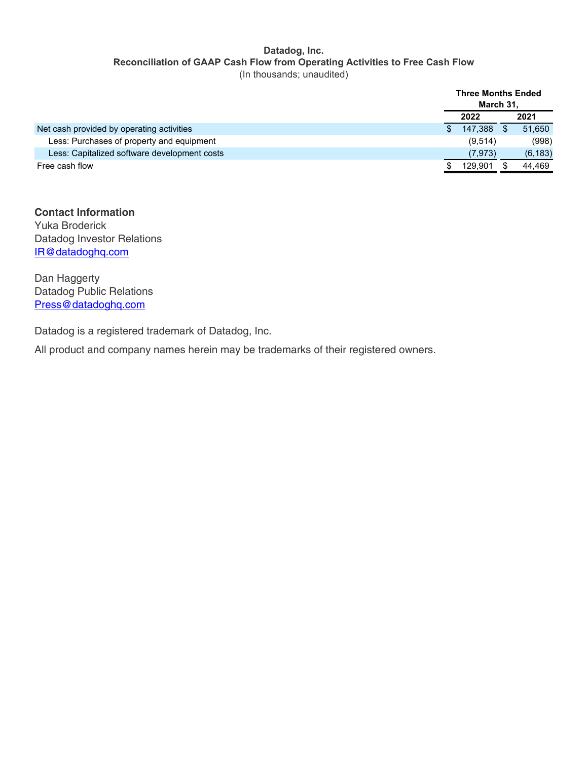**Datadog, Inc.**
**Reconciliation of GAAP Cash Flow from Operating Activities to Free Cash Flow**
(In thousands; unaudited)

| | Three Months Ended March 31, | |
|---|---|---|
| | 2022 | 2021 |
| Net cash provided by operating activities | $ 147,388 | $ 51,650 |
| Less: Purchases of property and equipment | (9,514) | (998) |
| Less: Capitalized software development costs | (7,973) | (6,183) |
| Free cash flow | $ 129,901 | $ 44,469 |

**Contact Information**
Yuka Broderick
Datadog Investor Relations
IR@datadoghq.com

Dan Haggerty
Datadog Public Relations
Press@datadoghq.com

Datadog is a registered trademark of Datadog, Inc.

All product and company names herein may be trademarks of their registered owners.